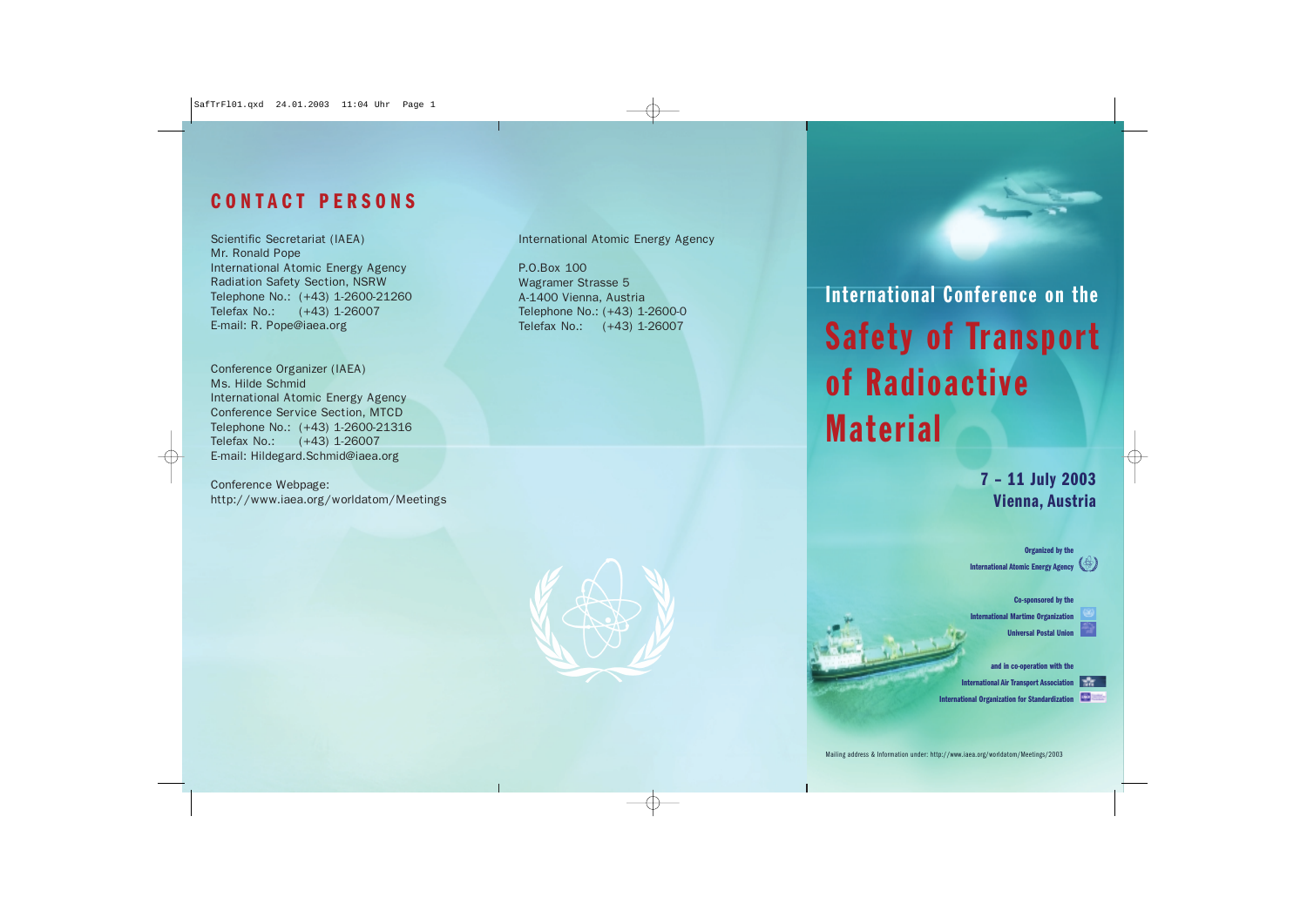## CONTACT PERSONS

Scientific Secretariat (IAEA)
Mr. Ronald Pope
International Atomic Energy Agency
Radiation Safety Section, NSRW
Telephone No.: (+43) 1-2600-21260
Telefax No.: (+43) 1-26007
E-mail: R. Pope@iaea.org

Conference Organizer (IAEA)
Ms. Hilde Schmid
International Atomic Energy Agency
Conference Service Section, MTCD
Telephone No.: (+43) 1-2600-21316
Telefax No.: (+43) 1-26007
E-mail: Hildegard.Schmid@iaea.org

Conference Webpage:
http://www.iaea.org/worldatom/Meetings

International Atomic Energy Agency

P.O.Box 100
Wagramer Strasse 5
A-1400 Vienna, Austria
Telephone No.: (+43) 1-2600-0
Telefax No.: (+43) 1-26007

# International Conference on the Safety of Transport of Radioactive Material

**7 – 11 July 2003**
**Vienna, Austria**

Organized by the
International Atomic Energy Agency

Co-sponsored by the
International Martime Organization
Universal Postal Union

and in co-operation with the
International Air Transport Association
International Organization for Standardization

Mailing address & Information under: http://www.iaea.org/worldatom/Meetings/2003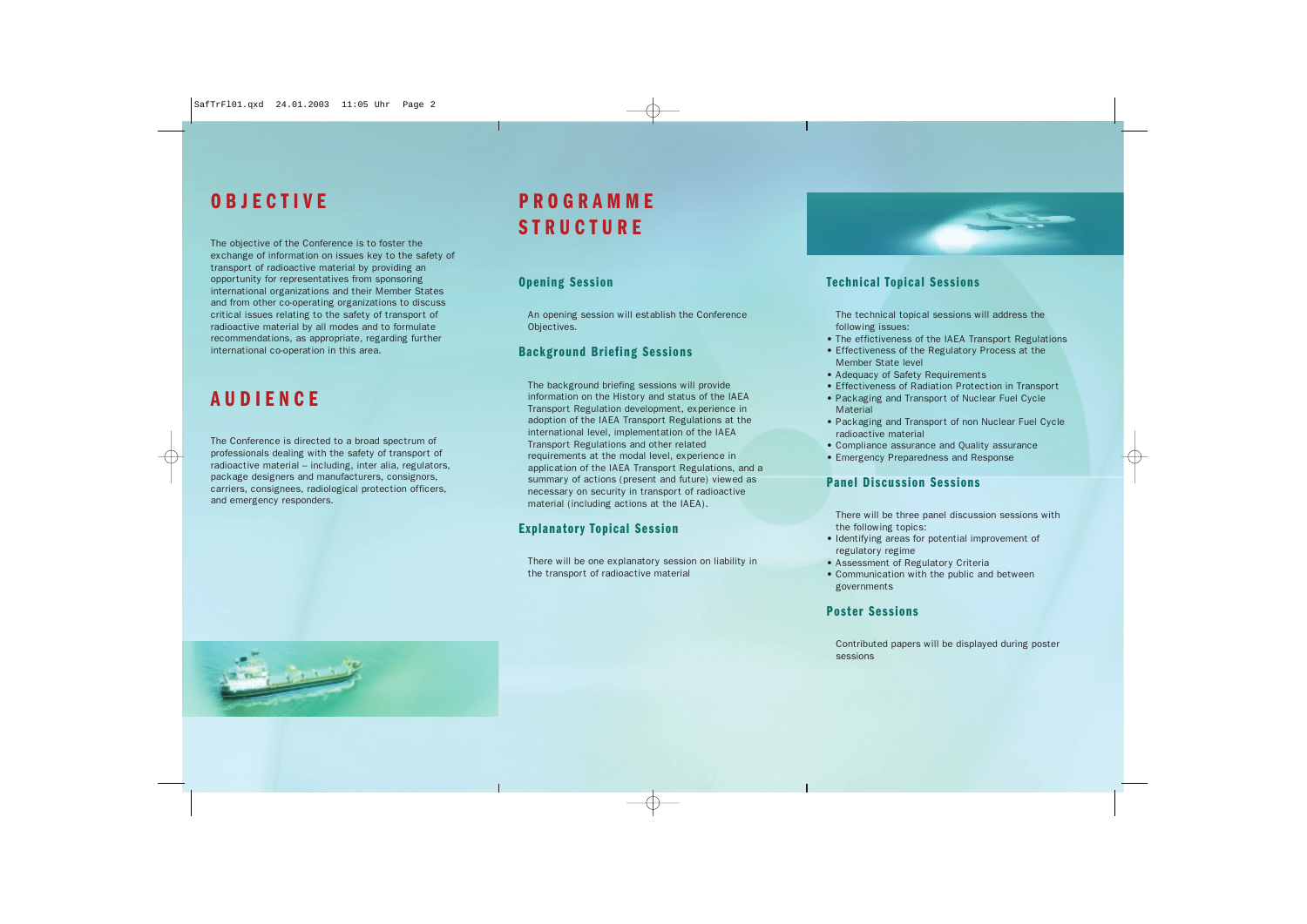# OBJECTIVE

The objective of the Conference is to foster the exchange of information on issues key to the safety of transport of radioactive material by providing an opportunity for representatives from sponsoring international organizations and their Member States and from other co-operating organizations to discuss critical issues relating to the safety of transport of radioactive material by all modes and to formulate recommendations, as appropriate, regarding further international co-operation in this area.

# AUDIENCE

The Conference is directed to a broad spectrum of professionals dealing with the safety of transport of radioactive material – including, inter alia, regulators, package designers and manufacturers, consignors, carriers, consignees, radiological protection officers, and emergency responders.

# PROGRAMME STRUCTURE

## Opening Session

An opening session will establish the Conference Objectives.

## Background Briefing Sessions

The background briefing sessions will provide information on the History and status of the IAEA Transport Regulation development, experience in adoption of the IAEA Transport Regulations at the international level, implementation of the IAEA Transport Regulations and other related requirements at the modal level, experience in application of the IAEA Transport Regulations, and a summary of actions (present and future) viewed as necessary on security in transport of radioactive material (including actions at the IAEA).

## Explanatory Topical Session

There will be one explanatory session on liability in the transport of radioactive material

## Technical Topical Sessions

The technical topical sessions will address the following issues:

- The effictiveness of the IAEA Transport Regulations
- Effectiveness of the Regulatory Process at the Member State level
- Adequacy of Safety Requirements
- Effectiveness of Radiation Protection in Transport
- Packaging and Transport of Nuclear Fuel Cycle Material
- Packaging and Transport of non Nuclear Fuel Cycle radioactive material
- Compliance assurance and Quality assurance
- Emergency Preparedness and Response

## Panel Discussion Sessions

There will be three panel discussion sessions with the following topics:

- Identifying areas for potential improvement of regulatory regime
- Assessment of Regulatory Criteria
- Communication with the public and between governments

## Poster Sessions

Contributed papers will be displayed during poster sessions